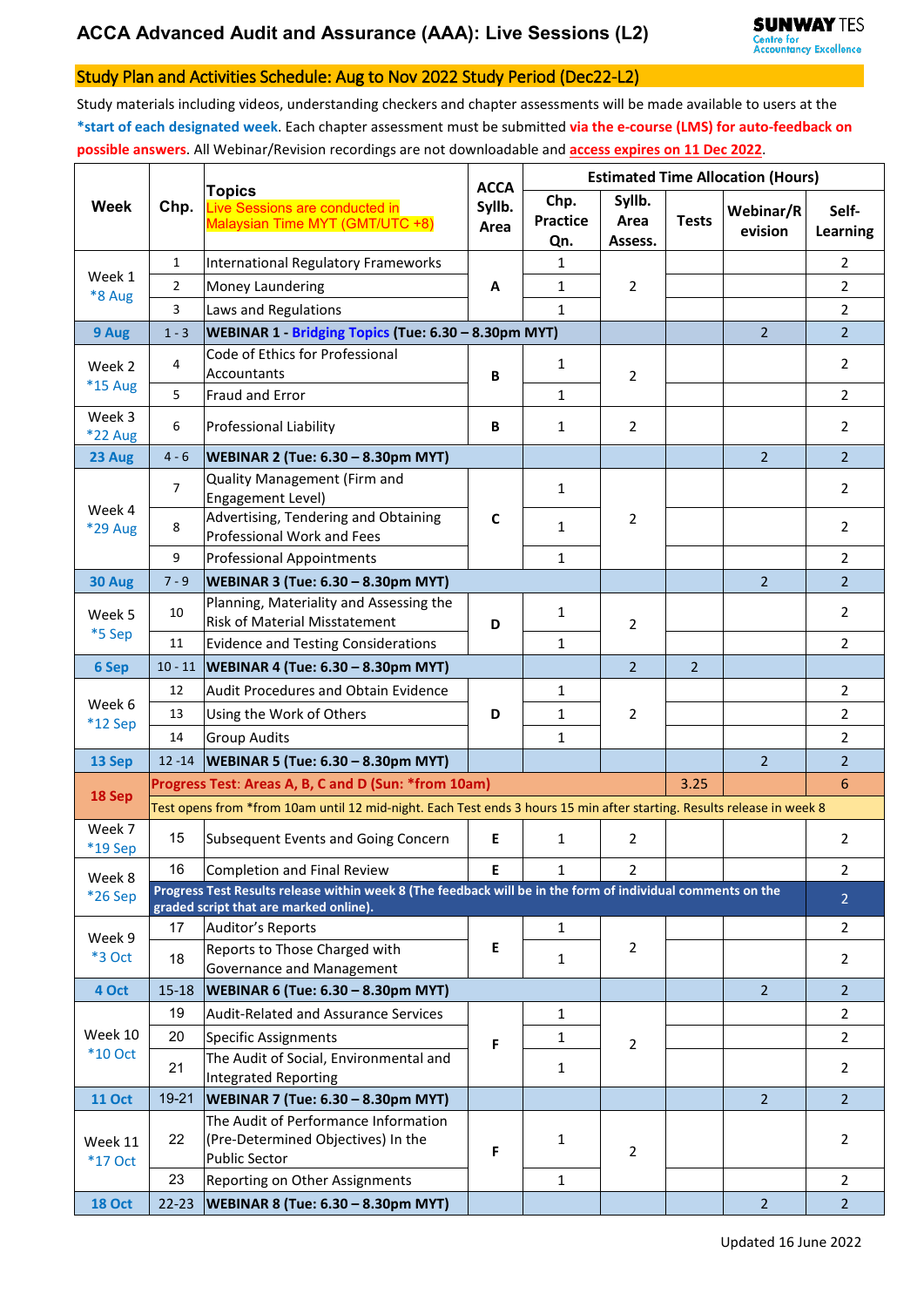# ACCA Advanced Audit and Assurance (AAA): Live Sessions (L2)

SUNWAY TES Centre for Accountancy Excellence

## Study Plan and Activities Schedule: Aug to Nov 2022 Study Period (Dec22-L2)

Study materials including videos, understanding checkers and chapter assessments will be made available to users at the **\*start of each designated week**. Each chapter assessment must be submitted **via the e-course (LMS) for auto-feedback on possible answers**. All Webinar/Revision recordings are not downloadable and **access expires on 11 Dec 2022**.

| Week | Chp. | Topics<br>Live Sessions are conducted in Malaysian Time MYT (GMT/UTC +8) | ACCA Syllb. Area | Estimated Time Allocation (Hours) | | | | |
|---|---|---|---|---|---|---|---|---|
| | | | | Chp. Practice Qn. | Syllb. Area Assess. | Tests | Webinar/Revision | Self-Learning |
| Week 1 *8 Aug | 1 | International Regulatory Frameworks | A | 1 | 2 | | | 2 |
| | 2 | Money Laundering | | 1 | | | | 2 |
| | 3 | Laws and Regulations | | 1 | | | | 2 |
| 9 Aug | 1 - 3 | **WEBINAR 1 - Bridging Topics (Tue: 6.30 – 8.30pm MYT)** | | | | | 2 | 2 |
| Week 2 *15 Aug | 4 | Code of Ethics for Professional Accountants | B | 1 | 2 | | | 2 |
| | 5 | Fraud and Error | | 1 | | | | 2 |
| Week 3 *22 Aug | 6 | Professional Liability | B | 1 | 2 | | | 2 |
| 23 Aug | 4 - 6 | **WEBINAR 2 (Tue: 6.30 – 8.30pm MYT)** | | | | | 2 | 2 |
| Week 4 *29 Aug | 7 | Quality Management (Firm and Engagement Level) | C | 1 | 2 | | | 2 |
| | 8 | Advertising, Tendering and Obtaining Professional Work and Fees | | 1 | | | | 2 |
| | 9 | Professional Appointments | | 1 | | | | 2 |
| 30 Aug | 7 - 9 | **WEBINAR 3 (Tue: 6.30 – 8.30pm MYT)** | | | | | 2 | 2 |
| Week 5 *5 Sep | 10 | Planning, Materiality and Assessing the Risk of Material Misstatement | D | 1 | 2 | | | 2 |
| | 11 | Evidence and Testing Considerations | | 1 | | | | 2 |
| 6 Sep | 10 - 11 | **WEBINAR 4 (Tue: 6.30 – 8.30pm MYT)** | | | 2 | 2 | | |
| Week 6 *12 Sep | 12 | Audit Procedures and Obtain Evidence | D | 1 | 2 | | | 2 |
| | 13 | Using the Work of Others | | 1 | | | | 2 |
| | 14 | Group Audits | | 1 | | | | 2 |
| 13 Sep | 12 -14 | **WEBINAR 5 (Tue: 6.30 – 8.30pm MYT)** | | | | | 2 | 2 |
| 18 Sep | | **Progress Test: Areas A, B, C and D (Sun: *from 10am)** | | | | 3.25 | | 6 |
| | | Test opens from *from 10am until 12 mid-night. Each Test ends 3 hours 15 min after starting. Results release in week 8 | | | | | | |
| Week 7 *19 Sep | 15 | Subsequent Events and Going Concern | E | 1 | 2 | | | 2 |
| Week 8 *26 Sep | 16 | Completion and Final Review | E | 1 | 2 | | | 2 |
| | | **Progress Test Results release within week 8 (The feedback will be in the form of individual comments on the graded script that are marked online).** | | | | | | 2 |
| Week 9 *3 Oct | 17 | Auditor's Reports | E | 1 | 2 | | | 2 |
| | 18 | Reports to Those Charged with Governance and Management | | 1 | | | | 2 |
| 4 Oct | 15-18 | **WEBINAR 6 (Tue: 6.30 – 8.30pm MYT)** | | | | | 2 | 2 |
| Week 10 *10 Oct | 19 | Audit-Related and Assurance Services | F | 1 | 2 | | | 2 |
| | 20 | Specific Assignments | | 1 | | | | 2 |
| | 21 | The Audit of Social, Environmental and Integrated Reporting | | 1 | | | | 2 |
| 11 Oct | 19-21 | **WEBINAR 7 (Tue: 6.30 – 8.30pm MYT)** | | | | | 2 | 2 |
| Week 11 *17 Oct | 22 | The Audit of Performance Information (Pre-Determined Objectives) In the Public Sector | F | 1 | 2 | | | 2 |
| | 23 | Reporting on Other Assignments | | 1 | | | | 2 |
| 18 Oct | 22-23 | **WEBINAR 8 (Tue: 6.30 – 8.30pm MYT)** | | | | | 2 | 2 |

Updated 16 June 2022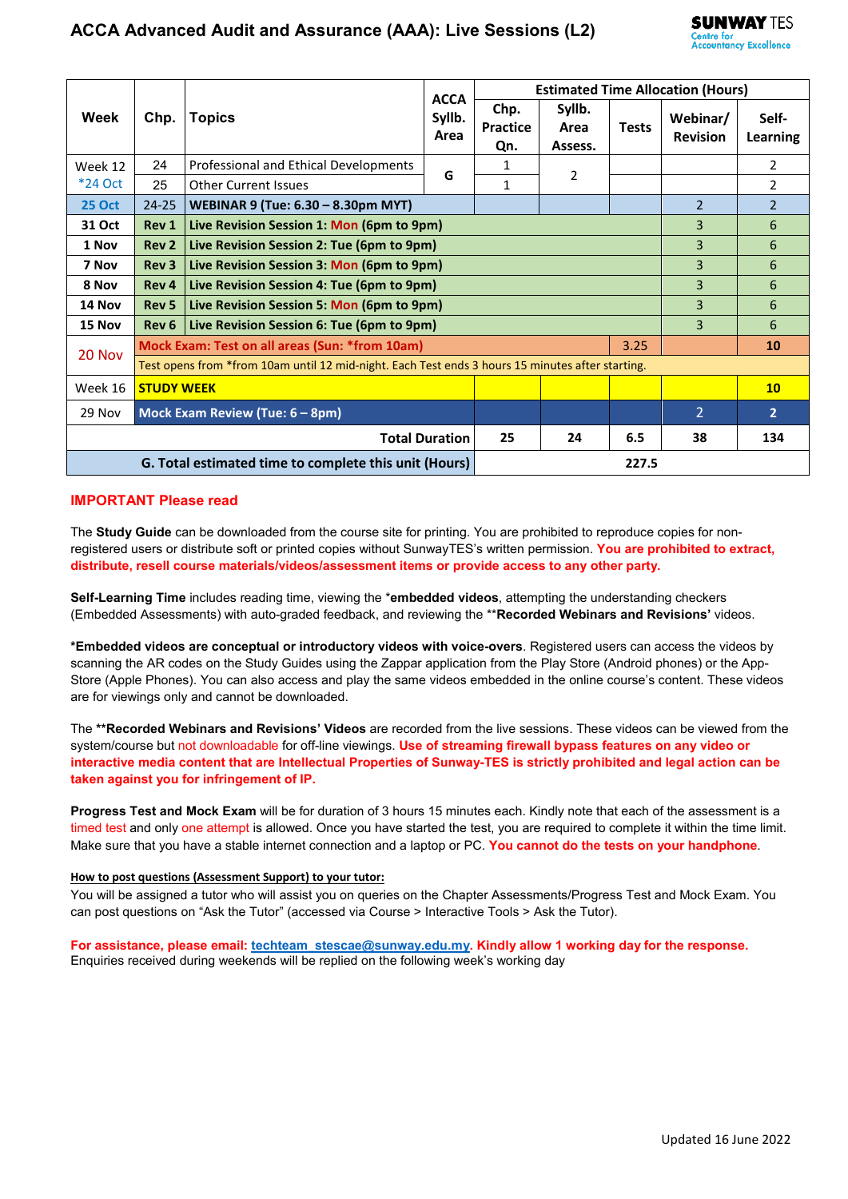# ACCA Advanced Audit and Assurance (AAA): Live Sessions (L2)

| Week | Chp. | Topics | ACCA Syllb. Area | Estimated Time Allocation (Hours) | | | | |
|---|---|---|---|---|---|---|---|---|
| | | | | Chp. Practice Qn. | Syllb. Area Assess. | Tests | Webinar/ Revision | Self-Learning |
| Week 12 | 24 | Professional and Ethical Developments | G | 1 | 2 | | | 2 |
| *24 Oct | 25 | Other Current Issues | | 1 | | | | 2 |
| 25 Oct | 24-25 | WEBINAR 9 (Tue: 6.30 – 8.30pm MYT) | | | | | 2 | 2 |
| 31 Oct | Rev 1 | Live Revision Session 1: Mon (6pm to 9pm) | | | | | 3 | 6 |
| 1 Nov | Rev 2 | Live Revision Session 2: Tue (6pm to 9pm) | | | | | 3 | 6 |
| 7 Nov | Rev 3 | Live Revision Session 3: Mon (6pm to 9pm) | | | | | 3 | 6 |
| 8 Nov | Rev 4 | Live Revision Session 4: Tue (6pm to 9pm) | | | | | 3 | 6 |
| 14 Nov | Rev 5 | Live Revision Session 5: Mon (6pm to 9pm) | | | | | 3 | 6 |
| 15 Nov | Rev 6 | Live Revision Session 6: Tue (6pm to 9pm) | | | | | 3 | 6 |
| 20 Nov | Mock Exam: Test on all areas (Sun: *from 10am) | | | | | 3.25 | | 10 |
| | Test opens from *from 10am until 12 mid-night. Each Test ends 3 hours 15 minutes after starting. | | | | | | | |
| Week 16 | STUDY WEEK | | | | | | | 10 |
| 29 Nov | Mock Exam Review (Tue: 6 – 8pm) | | | | | | 2 | 2 |
| | | | **Total Duration** | 25 | 24 | 6.5 | 38 | 134 |
| | | | **G. Total estimated time to complete this unit (Hours)** | | | 227.5 | | |

## IMPORTANT Please read

The **Study Guide** can be downloaded from the course site for printing. You are prohibited to reproduce copies for non-registered users or distribute soft or printed copies without SunwayTES's written permission. **You are prohibited to extract, distribute, resell course materials/videos/assessment items or provide access to any other party.**

**Self-Learning Time** includes reading time, viewing the ***embedded videos**, attempting the understanding checkers (Embedded Assessments) with auto-graded feedback, and reviewing the ****Recorded Webinars and Revisions'** videos.

***Embedded videos are conceptual or introductory videos with voice-overs**. Registered users can access the videos by scanning the AR codes on the Study Guides using the Zappar application from the Play Store (Android phones) or the App-Store (Apple Phones). You can also access and play the same videos embedded in the online course's content. These videos are for viewings only and cannot be downloaded.

The ****Recorded Webinars and Revisions' Videos** are recorded from the live sessions. These videos can be viewed from the system/course but not downloadable for off-line viewings. **Use of streaming firewall bypass features on any video or interactive media content that are Intellectual Properties of Sunway-TES is strictly prohibited and legal action can be taken against you for infringement of IP.**

**Progress Test and Mock Exam** will be for duration of 3 hours 15 minutes each. Kindly note that each of the assessment is a timed test and only one attempt is allowed. Once you have started the test, you are required to complete it within the time limit. Make sure that you have a stable internet connection and a laptop or PC. **You cannot do the tests on your handphone**.

**How to post questions (Assessment Support) to your tutor:**

You will be assigned a tutor who will assist you on queries on the Chapter Assessments/Progress Test and Mock Exam. You can post questions on "Ask the Tutor" (accessed via Course > Interactive Tools > Ask the Tutor).

**For assistance, please email: techteam_stescae@sunway.edu.my. Kindly allow 1 working day for the response.**
Enquiries received during weekends will be replied on the following week's working day

Updated 16 June 2022